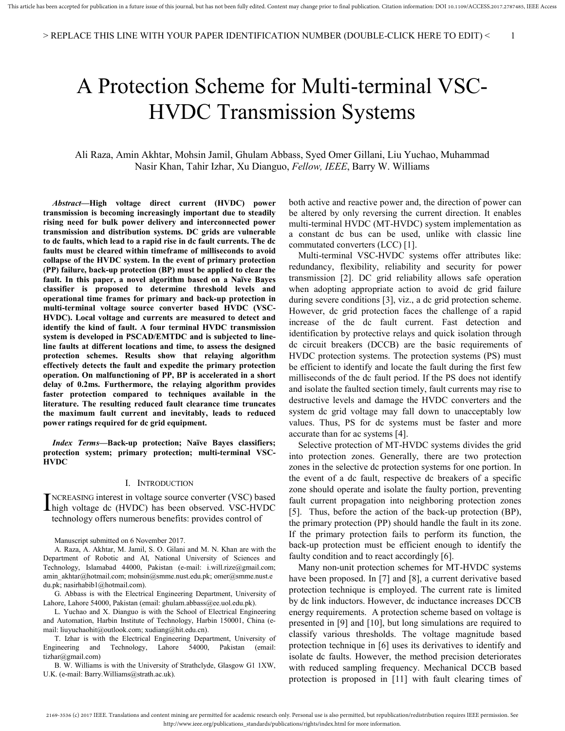# A Protection Scheme for Multi-terminal VSC-HVDC Transmission Systems

Ali Raza, Amin Akhtar, Mohsin Jamil, Ghulam Abbass, Syed Omer Gillani, Liu Yuchao, Muhammad Nasir Khan, Tahir Izhar, Xu Dianguo, *Fellow, IEEE*, Barry W. Williams

***Abstract*—High voltage direct current (HVDC) power transmission is becoming increasingly important due to steadily rising need for bulk power delivery and interconnected power transmission and distribution systems. DC grids are vulnerable to dc faults, which lead to a rapid rise in dc fault currents. The dc faults must be cleared within timeframe of milliseconds to avoid collapse of the HVDC system. In the event of primary protection (PP) failure, back-up protection (BP) must be applied to clear the fault. In this paper, a novel algorithm based on a Naïve Bayes classifier is proposed to determine threshold levels and operational time frames for primary and back-up protection in multi-terminal voltage source converter based HVDC (VSC-HVDC). Local voltage and currents are measured to detect and identify the kind of fault. A four terminal HVDC transmission system is developed in PSCAD/EMTDC and is subjected to line-line faults at different locations and time, to assess the designed protection schemes. Results show that relaying algorithm effectively detects the fault and expedite the primary protection operation. On malfunctioning of PP, BP is accelerated in a short delay of 0.2ms. Furthermore, the relaying algorithm provides faster protection compared to techniques available in the literature. The resulting reduced fault clearance time truncates the maximum fault current and inevitably, leads to reduced power ratings required for dc grid equipment.**

***Index Terms*—Back-up protection; Naïve Bayes classifiers; protection system; primary protection; multi-terminal VSC-HVDC**

## I. Introduction

INCREASING interest in voltage source converter (VSC) based high voltage dc (HVDC) has been observed. VSC-HVDC technology offers numerous benefits: provides control of both active and reactive power and, the direction of power can be altered by only reversing the current direction. It enables multi-terminal HVDC (MT-HVDC) system implementation as a constant dc bus can be used, unlike with classic line commutated converters (LCC) [1].

Multi-terminal VSC-HVDC systems offer attributes like: redundancy, flexibility, reliability and security for power transmission [2]. DC grid reliability allows safe operation when adopting appropriate action to avoid dc grid failure during severe conditions [3], viz., a dc grid protection scheme. However, dc grid protection faces the challenge of a rapid increase of the dc fault current. Fast detection and identification by protective relays and quick isolation through dc circuit breakers (DCCB) are the basic requirements of HVDC protection systems. The protection systems (PS) must be efficient to identify and locate the fault during the first few milliseconds of the dc fault period. If the PS does not identify and isolate the faulted section timely, fault currents may rise to destructive levels and damage the HVDC converters and the system dc grid voltage may fall down to unacceptably low values. Thus, PS for dc systems must be faster and more accurate than for ac systems [4].

Selective protection of MT-HVDC systems divides the grid into protection zones. Generally, there are two protection zones in the selective dc protection systems for one portion. In the event of a dc fault, respective dc breakers of a specific zone should operate and isolate the faulty portion, preventing fault current propagation into neighboring protection zones [5]. Thus, before the action of the back-up protection (BP), the primary protection (PP) should handle the fault in its zone. If the primary protection fails to perform its function, the back-up protection must be efficient enough to identify the faulty condition and to react accordingly [6].

Many non-unit protection schemes for MT-HVDC systems have been proposed. In [7] and [8], a current derivative based protection technique is employed. The current rate is limited by dc link inductors. However, dc inductance increases DCCB energy requirements. A protection scheme based on voltage is presented in [9] and [10], but long simulations are required to classify various thresholds. The voltage magnitude based protection technique in [6] uses its derivatives to identify and isolate dc faults. However, the method precision deteriorates with reduced sampling frequency. Mechanical DCCB based protection is proposed in [11] with fault clearing times of

Manuscript submitted on 6 November 2017.

A. Raza, A. Akhtar, M. Jamil, S. O. Gilani and M. N. Khan are with the Department of Robotic and AI, National University of Sciences and Technology, Islamabad 44000, Pakistan (e-mail: i.will.rize@gmail.com; amin_akhtar@hotmail.com; mohsin@smme.nust.edu.pk; omer@smme.nust.edu.pk; nasirhabib1@hotmail.com).

G. Abbass is with the Electrical Engineering Department, University of Lahore, Lahore 54000, Pakistan (email: ghulam.abbass@ee.uol.edu.pk).

L. Yuchao and X. Dianguo is with the School of Electrical Engineering and Automation, Harbin Institute of Technology, Harbin 150001, China (e-mail: liuyuchaohit@outlook.com; xudiang@hit.edu.cn).

T. Izhar is with the Electrical Engineering Department, University of Engineering and Technology, Lahore 54000, Pakistan (email: tizhar@gmail.com)

B. W. Williams is with the University of Strathclyde, Glasgow G1 1XW, U.K. (e-mail: Barry.Williams@strath.ac.uk).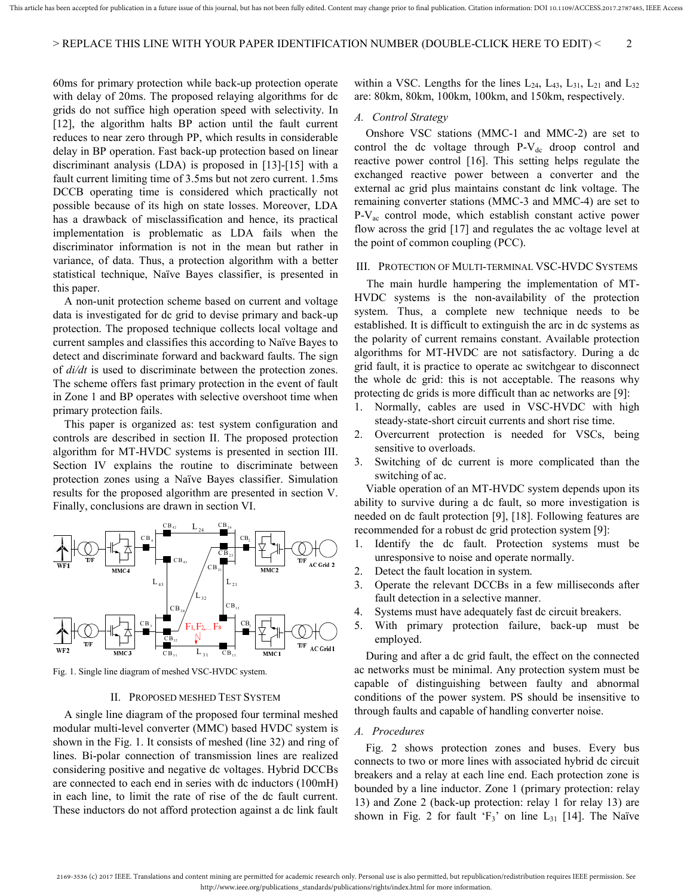60ms for primary protection while back-up protection operate with delay of 20ms. The proposed relaying algorithms for dc grids do not suffice high operation speed with selectivity. In [12], the algorithm halts BP action until the fault current reduces to near zero through PP, which results in considerable delay in BP operation. Fast back-up protection based on linear discriminant analysis (LDA) is proposed in [13]-[15] with a fault current limiting time of 3.5ms but not zero current. 1.5ms DCCB operating time is considered which practically not possible because of its high on state losses. Moreover, LDA has a drawback of misclassification and hence, its practical implementation is problematic as LDA fails when the discriminator information is not in the mean but rather in variance, of data. Thus, a protection algorithm with a better statistical technique, Naïve Bayes classifier, is presented in this paper.

A non-unit protection scheme based on current and voltage data is investigated for dc grid to devise primary and back-up protection. The proposed technique collects local voltage and current samples and classifies this according to Naïve Bayes to detect and discriminate forward and backward faults. The sign of *di/dt* is used to discriminate between the protection zones. The scheme offers fast primary protection in the event of fault in Zone 1 and BP operates with selective overshoot time when primary protection fails.

This paper is organized as: test system configuration and controls are described in section II. The proposed protection algorithm for MT-HVDC systems is presented in section III. Section IV explains the routine to discriminate between protection zones using a Naïve Bayes classifier. Simulation results for the proposed algorithm are presented in section V. Finally, conclusions are drawn in section VI.

Fig. 1. Single line diagram of meshed VSC-HVDC system.

## II. Proposed Meshed Test System

A single line diagram of the proposed four terminal meshed modular multi-level converter (MMC) based HVDC system is shown in the Fig. 1. It consists of meshed (line 32) and ring of lines. Bi-polar connection of transmission lines are realized considering positive and negative dc voltages. Hybrid DCCBs are connected to each end in series with dc inductors (100mH) in each line, to limit the rate of rise of the dc fault current. These inductors do not afford protection against a dc link fault within a VSC. Lengths for the lines $L_{24}$, $L_{43}$, $L_{31}$, $L_{21}$ and $L_{32}$ are: 80km, 80km, 100km, 100km, and 150km, respectively.

### A. Control Strategy

Onshore VSC stations (MMC-1 and MMC-2) are set to control the dc voltage through $P$-$V_{dc}$ droop control and reactive power control [16]. This setting helps regulate the exchanged reactive power between a converter and the external ac grid plus maintains constant dc link voltage. The remaining converter stations (MMC-3 and MMC-4) are set to $P$-$V_{ac}$ control mode, which establish constant active power flow across the grid [17] and regulates the ac voltage level at the point of common coupling (PCC).

## III. Protection of Multi-terminal VSC-HVDC Systems

The main hurdle hampering the implementation of MT-HVDC systems is the non-availability of the protection system. Thus, a complete new technique needs to be established. It is difficult to extinguish the arc in dc systems as the polarity of current remains constant. Available protection algorithms for MT-HVDC are not satisfactory. During a dc grid fault, it is practice to operate ac switchgear to disconnect the whole dc grid: this is not acceptable. The reasons why protecting dc grids is more difficult than ac networks are [9]:

1. Normally, cables are used in VSC-HVDC with high steady-state-short circuit currents and short rise time.
2. Overcurrent protection is needed for VSCs, being sensitive to overloads.
3. Switching of dc current is more complicated than the switching of ac.

Viable operation of an MT-HVDC system depends upon its ability to survive during a dc fault, so more investigation is needed on dc fault protection [9], [18]. Following features are recommended for a robust dc grid protection system [9]:

1. Identify the dc fault. Protection systems must be unresponsive to noise and operate normally.
2. Detect the fault location in system.
3. Operate the relevant DCCBs in a few milliseconds after fault detection in a selective manner.
4. Systems must have adequately fast dc circuit breakers.
5. With primary protection failure, back-up must be employed.

During and after a dc grid fault, the effect on the connected ac networks must be minimal. Any protection system must be capable of distinguishing between faulty and abnormal conditions of the power system. PS should be insensitive to through faults and capable of handling converter noise.

### A. Procedures

Fig. 2 shows protection zones and buses. Every bus connects to two or more lines with associated hybrid dc circuit breakers and a relay at each line end. Each protection zone is bounded by a line inductor. Zone 1 (primary protection: relay 13) and Zone 2 (back-up protection: relay 1 for relay 13) are shown in Fig. 2 for fault '$F_3$' on line $L_{31}$ [14]. The Naïve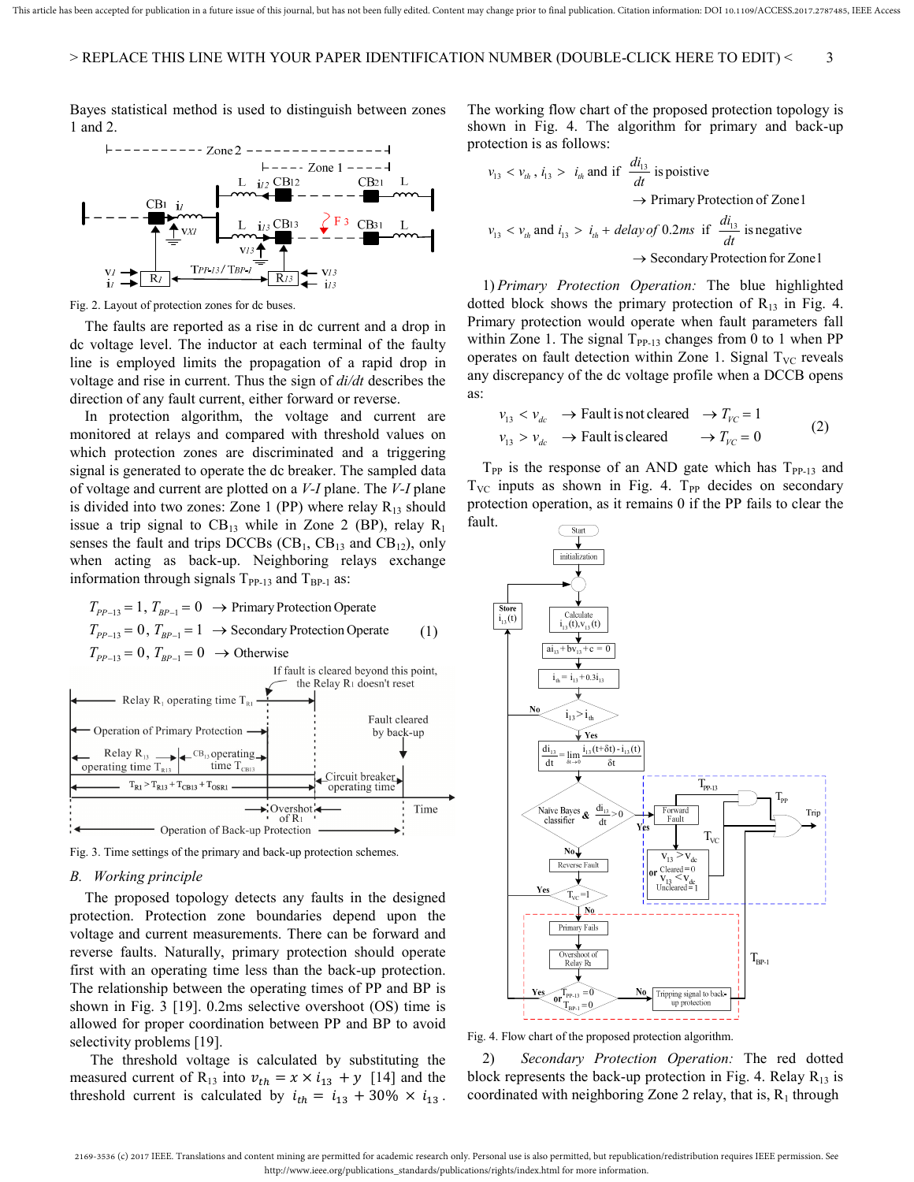Bayes statistical method is used to distinguish between zones 1 and 2.

Fig. 2. Layout of protection zones for dc buses.

The faults are reported as a rise in dc current and a drop in dc voltage level. The inductor at each terminal of the faulty line is employed limits the propagation of a rapid drop in voltage and rise in current. Thus the sign of $di/dt$ describes the direction of any fault current, either forward or reverse.

In protection algorithm, the voltage and current are monitored at relays and compared with threshold values on which protection zones are discriminated and a triggering signal is generated to operate the dc breaker. The sampled data of voltage and current are plotted on a $V$-$I$ plane. The $V$-$I$ plane is divided into two zones: Zone 1 (PP) where relay $R_{13}$ should issue a trip signal to $CB_{13}$ while in Zone 2 (BP), relay $R_1$ senses the fault and trips DCCBs ($CB_1$, $CB_{13}$ and $CB_{12}$), only when acting as back-up. Neighboring relays exchange information through signals $T_{PP-13}$ and $T_{BP-1}$ as:

$$
\begin{aligned}
&T_{PP-13} = 1,\ T_{BP-1} = 0 \ \ \rightarrow \text{Primary Protection Operate}\\
&T_{PP-13} = 0,\ T_{BP-1} = 1 \ \ \rightarrow \text{Secondary Protection Operate}\\
&T_{PP-13} = 0,\ T_{BP-1} = 0 \ \ \rightarrow \text{Otherwise}
\end{aligned} \tag{1}
$$

Fig. 3. Time settings of the primary and back-up protection schemes.

## B. Working principle

The proposed topology detects any faults in the designed protection. Protection zone boundaries depend upon the voltage and current measurements. There can be forward and reverse faults. Naturally, primary protection should operate first with an operating time less than the back-up protection. The relationship between the operating times of PP and BP is shown in Fig. 3 [19]. 0.2ms selective overshoot (OS) time is allowed for proper coordination between PP and BP to avoid selectivity problems [19].

The threshold voltage is calculated by substituting the measured current of $R_{13}$ into $v_{th} = x \times i_{13} + y$ [14] and the threshold current is calculated by $i_{th} = i_{13} + 30\% \times i_{13}$. The working flow chart of the proposed protection topology is shown in Fig. 4. The algorithm for primary and back-up protection is as follows:

$$
v_{13} < v_{th},\ i_{13} > i_{th} \text{ and if } \frac{di_{13}}{dt} \text{ is poistive} \rightarrow \text{Primary Protection of Zone 1}
$$

$$
v_{13} < v_{th} \text{ and } i_{13} > i_{th} + \textit{delay of } 0.2ms \text{ if } \frac{di_{13}}{dt} \text{ is negative} \rightarrow \text{Secondary Protection for Zone 1}
$$

1) *Primary Protection Operation:* The blue highlighted dotted block shows the primary protection of $R_{13}$ in Fig. 4. Primary protection would operate when fault parameters fall within Zone 1. The signal $T_{PP-13}$ changes from 0 to 1 when PP operates on fault detection within Zone 1. Signal $T_{VC}$ reveals any discrepancy of the dc voltage profile when a DCCB opens as:

$$
\begin{aligned}
&v_{13} < v_{dc} \ \ \rightarrow \text{Fault is not cleared} \ \ \rightarrow T_{VC} = 1\\
&v_{13} > v_{dc} \ \ \rightarrow \text{Fault is cleared} \ \ \rightarrow T_{VC} = 0
\end{aligned} \tag{2}
$$

$T_{PP}$ is the response of an AND gate which has $T_{PP-13}$ and $T_{VC}$ inputs as shown in Fig. 4. $T_{PP}$ decides on secondary protection operation, as it remains 0 if the PP fails to clear the fault.

Fig. 4. Flow chart of the proposed protection algorithm.

2) *Secondary Protection Operation:* The red dotted block represents the back-up protection in Fig. 4. Relay $R_{13}$ is coordinated with neighboring Zone 2 relay, that is, $R_1$ through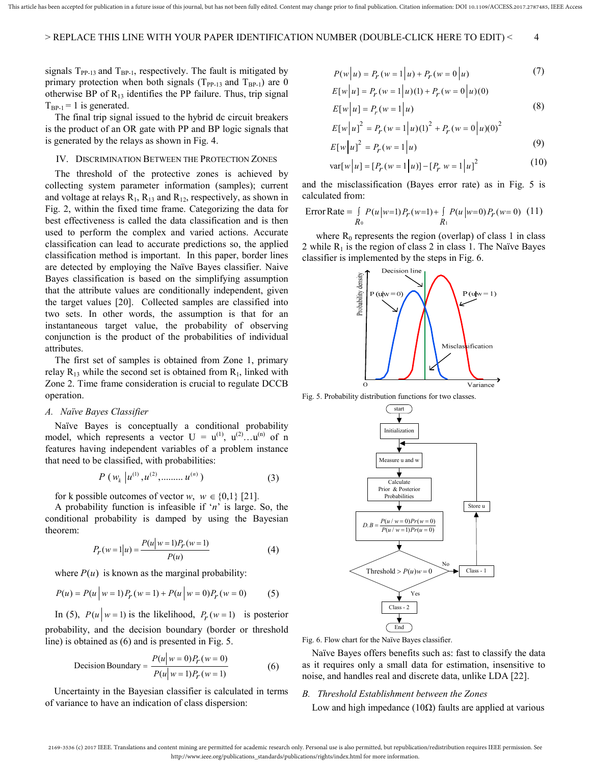signals $T_{PP-13}$ and $T_{BP-1}$, respectively. The fault is mitigated by primary protection when both signals ($T_{PP-13}$ and $T_{BP-1}$) are 0 otherwise BP of $R_{13}$ identifies the PP failure. Thus, trip signal $T_{BP-1} = 1$ is generated.

The final trip signal issued to the hybrid dc circuit breakers is the product of an OR gate with PP and BP logic signals that is generated by the relays as shown in Fig. 4.

## IV. Discrimination Between the Protection Zones

The threshold of the protective zones is achieved by collecting system parameter information (samples); current and voltage at relays $R_1$, $R_{13}$ and $R_{12}$, respectively, as shown in Fig. 2, within the fixed time frame. Categorizing the data for best effectiveness is called the data classification and is then used to perform the complex and varied actions. Accurate classification can lead to accurate predictions so, the applied classification method is important. In this paper, border lines are detected by employing the Naïve Bayes classifier. Naive Bayes classification is based on the simplifying assumption that the attribute values are conditionally independent, given the target values [20]. Collected samples are classified into two sets. In other words, the assumption is that for an instantaneous target value, the probability of observing conjunction is the product of the probabilities of individual attributes.

The first set of samples is obtained from Zone 1, primary relay $R_{13}$ while the second set is obtained from $R_1$, linked with Zone 2. Time frame consideration is crucial to regulate DCCB operation.

### A. Naïve Bayes Classifier

Naïve Bayes is conceptually a conditional probability model, which represents a vector $U = u^{(1)}, u^{(2)} \ldots u^{(n)}$ of n features having independent variables of a problem instance that need to be classified, with probabilities:

$$P\left(w_k \,\middle|\, u^{(1)}, u^{(2)}, \ldots\ldots\ldots u^{(n)}\right) \tag{3}$$

for k possible outcomes of vector $w$, $w \in \{0,1\}$ [21].

A probability function is infeasible if '$n$' is large. So, the conditional probability is damped by using the Bayesian theorem:

$$P_r(w=1|u) = \frac{P(u|w=1)P_r(w=1)}{P(u)} \tag{4}$$

where $P(u)$ is known as the marginal probability:

$$P(u) = P(u \mid w=1)P_r(w=1) + P(u \mid w=0)P_r(w=0) \tag{5}$$

In (5), $P(u \mid w=1)$ is the likelihood, $P_r(w=1)$ is posterior probability, and the decision boundary (border or threshold line) is obtained as (6) and is presented in Fig. 5.

$$\text{Decision Boundary} = \frac{P(u|w=0)P_r(w=0)}{P(u|w=1)P_r(w=1)} \tag{6}$$

Uncertainty in the Bayesian classifier is calculated in terms of variance to have an indication of class dispersion:

$$P(w|u) = P_r(w=1|u) + P_r(w=0|u) \tag{7}$$

$$E[w|u] = P_r(w=1|u)(1) + P_r(w=0|u)(0)$$

$$E[w|u] = P_r(w=1|u) \tag{8}$$

$$E[w|u]^2 = P_r(w=1|u)(1)^2 + P_r(w=0|u)(0)^2$$

$$E[w|u]^2 = P_r(w=1|u) \tag{9}$$

$$\text{var}[w|u] = [P_r(w=1|u)] - [P_r\ w=1|u]^2 \tag{10}$$

and the misclassification (Bayes error rate) as in Fig. 5 is calculated from:

$$\text{Error Rate} = \int_{R_0} P(u|w{=}1)P_r(w{=}1) + \int_{R_1} P(u|w{=}0)P_r(w{=}0) \tag{11}$$

where $R_0$ represents the region (overlap) of class 1 in class 2 while $R_1$ is the region of class 2 in class 1. The Naïve Bayes classifier is implemented by the steps in Fig. 6.

Fig. 5. Probability distribution functions for two classes.

Fig. 6. Flow chart for the Naïve Bayes classifier.

Naïve Bayes offers benefits such as: fast to classify the data as it requires only a small data for estimation, insensitive to noise, and handles real and discrete data, unlike LDA [22].

### B. Threshold Establishment between the Zones

Low and high impedance (10Ω) faults are applied at various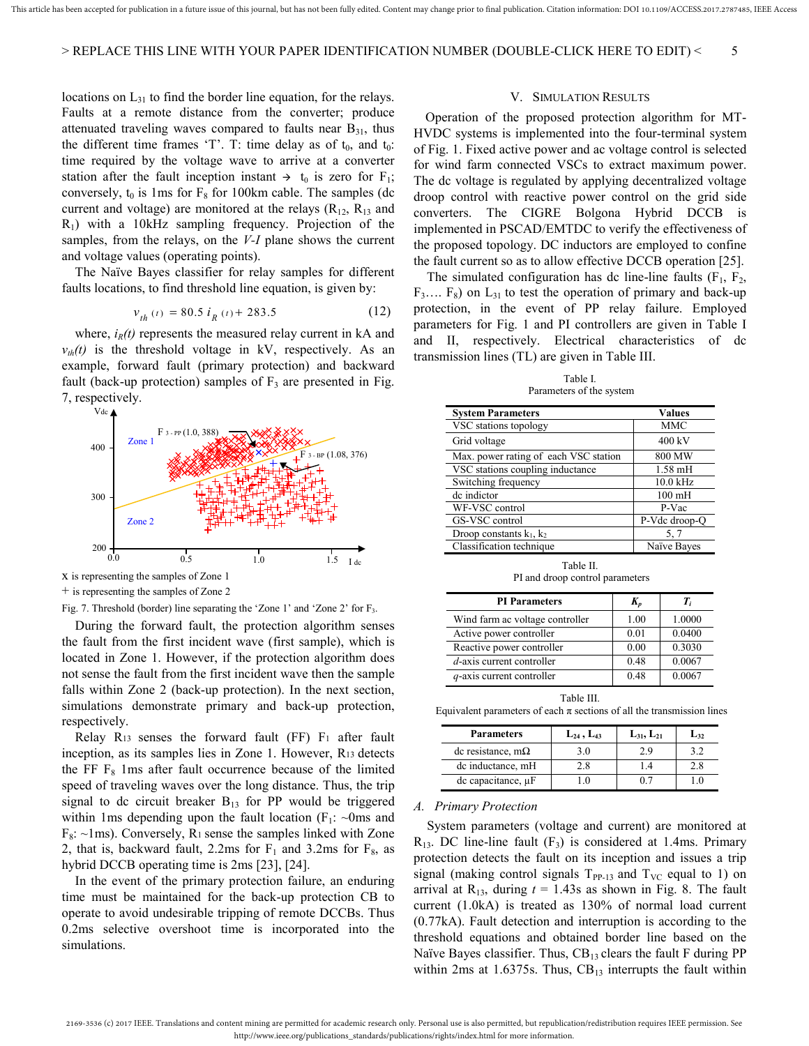locations on $L_{31}$ to find the border line equation, for the relays. Faults at a remote distance from the converter; produce attenuated traveling waves compared to faults near $B_{31}$, thus the different time frames 'T'. T: time delay as of $t_0$, and $t_0$: time required by the voltage wave to arrive at a converter station after the fault inception instant → $t_0$ is zero for $F_1$; conversely, $t_0$ is 1ms for $F_8$ for 100km cable. The samples (dc current and voltage) are monitored at the relays ($R_{12}$, $R_{13}$ and $R_1$) with a 10kHz sampling frequency. Projection of the samples, from the relays, on the *V-I* plane shows the current and voltage values (operating points).

The Naïve Bayes classifier for relay samples for different faults locations, to find threshold line equation, is given by:

$$v_{th}(t) = 80.5\, i_R(t) + 283.5 \tag{12}$$

where, $i_R(t)$ represents the measured relay current in kA and $v_{th}(t)$ is the threshold voltage in kV, respectively. As an example, forward fault (primary protection) and backward fault (back-up protection) samples of $F_3$ are presented in Fig. 7, respectively.

x is representing the samples of Zone 1
+ is representing the samples of Zone 2

Fig. 7. Threshold (border) line separating the 'Zone 1' and 'Zone 2' for $F_3$.

During the forward fault, the protection algorithm senses the fault from the first incident wave (first sample), which is located in Zone 1. However, if the protection algorithm does not sense the fault from the first incident wave then the sample falls within Zone 2 (back-up protection). In the next section, simulations demonstrate primary and back-up protection, respectively.

Relay $R_{13}$ senses the forward fault (FF) $F_1$ after fault inception, as its samples lies in Zone 1. However, $R_{13}$ detects the FF $F_8$ 1ms after fault occurrence because of the limited speed of traveling waves over the long distance. Thus, the trip signal to dc circuit breaker $B_{13}$ for PP would be triggered within 1ms depending upon the fault location ($F_1$: ~0ms and $F_8$: ~1ms). Conversely, $R_1$ sense the samples linked with Zone 2, that is, backward fault, 2.2ms for $F_1$ and 3.2ms for $F_8$, as hybrid DCCB operating time is 2ms [23], [24].

In the event of the primary protection failure, an enduring time must be maintained for the back-up protection CB to operate to avoid undesirable tripping of remote DCCBs. Thus 0.2ms selective overshoot time is incorporated into the simulations.

## V. Simulation Results

Operation of the proposed protection algorithm for MT-HVDC systems is implemented into the four-terminal system of Fig. 1. Fixed active power and ac voltage control is selected for wind farm connected VSCs to extract maximum power. The dc voltage is regulated by applying decentralized voltage droop control with reactive power control on the grid side converters. The CIGRE Bolgona Hybrid DCCB is implemented in PSCAD/EMTDC to verify the effectiveness of the proposed topology. DC inductors are employed to confine the fault current so as to allow effective DCCB operation [25].

The simulated configuration has dc line-line faults ($F_1$, $F_2$, $F_3$…. $F_8$) on $L_{31}$ to test the operation of primary and back-up protection, in the event of PP relay failure. Employed parameters for Fig. 1 and PI controllers are given in Table I and II, respectively. Electrical characteristics of dc transmission lines (TL) are given in Table III.

Table I.
Parameters of the system

| System Parameters | Values |
|---|---|
| VSC stations topology | MMC |
| Grid voltage | 400 kV |
| Max. power rating of each VSC station | 800 MW |
| VSC stations coupling inductance | 1.58 mH |
| Switching frequency | 10.0 kHz |
| dc indictor | 100 mH |
| WF-VSC control | P-Vac |
| GS-VSC control | P-Vdc droop-Q |
| Droop constants $k_1$, $k_2$ | 5, 7 |
| Classification technique | Naïve Bayes |

Table II.
PI and droop control parameters

| PI Parameters | $K_p$ | $T_i$ |
|---|---|---|
| Wind farm ac voltage controller | 1.00 | 1.0000 |
| Active power controller | 0.01 | 0.0400 |
| Reactive power controller | 0.00 | 0.3030 |
| *d*-axis current controller | 0.48 | 0.0067 |
| *q*-axis current controller | 0.48 | 0.0067 |

Table III.
Equivalent parameters of each π sections of all the transmission lines

| Parameters | $L_{24}$, $L_{43}$ | $L_{31}$, $L_{21}$ | $L_{32}$ |
|---|---|---|---|
| dc resistance, mΩ | 3.0 | 2.9 | 3.2 |
| dc inductance, mH | 2.8 | 1.4 | 2.8 |
| dc capacitance, μF | 1.0 | 0.7 | 1.0 |

### A. Primary Protection

System parameters (voltage and current) are monitored at $R_{13}$. DC line-line fault ($F_3$) is considered at 1.4ms. Primary protection detects the fault on its inception and issues a trip signal (making control signals $T_{PP\text{-}13}$ and $T_{VC}$ equal to 1) on arrival at $R_{13}$, during $t$ = 1.43s as shown in Fig. 8. The fault current (1.0kA) is treated as 130% of normal load current (0.77kA). Fault detection and interruption is according to the threshold equations and obtained border line based on the Naïve Bayes classifier. Thus, $CB_{13}$ clears the fault F during PP within 2ms at 1.6375s. Thus, $CB_{13}$ interrupts the fault within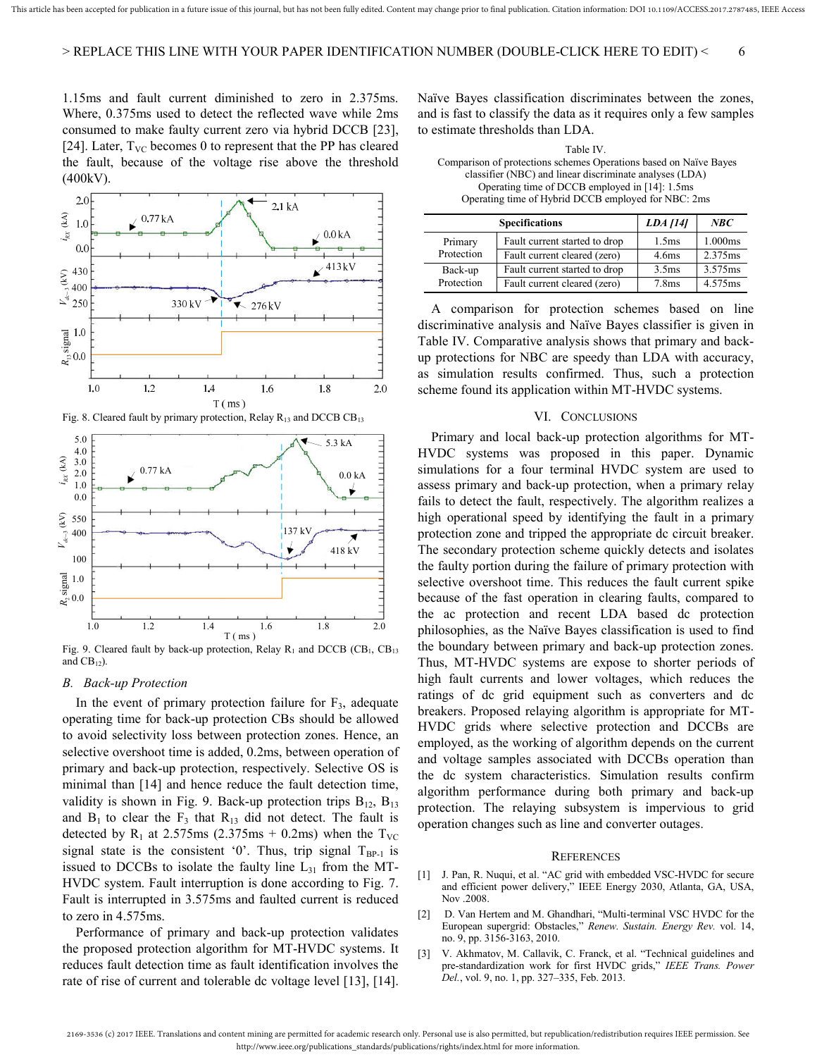1.15ms and fault current diminished to zero in 2.375ms. Where, 0.375ms used to detect the reflected wave while 2ms consumed to make faulty current zero via hybrid DCCB [23], [24]. Later, $T_{VC}$ becomes 0 to represent that the PP has cleared the fault, because of the voltage rise above the threshold (400kV).

2.0
1.0
0.0
$i_{RX}$ (kA)
0.77 kA
2.1 kA
0.0 kA
430
400
250
$V_{dc-3}$ (kV)
413 kV
330 kV
276 kV
1.0
0.0
$R_{13}$ signal
1.0 1.2 1.4 1.6 1.8 2.0
T ( ms )

Fig. 8. Cleared fault by primary protection, Relay $R_{13}$ and DCCB $CB_{13}$

5.0
4.0
3.0
2.0
1.0
0.0
$i_{RX}$ (kA)
0.77 kA
5.3 kA
0.0 kA
550
400
100
$V_{dc-3}$ (kV)
137 kV
418 kV
1.0
0.0
$R_{1}$ signal
1.0 1.2 1.4 1.6 1.8 2.0
T ( ms )

Fig. 9. Cleared fault by back-up protection, Relay $R_1$ and DCCB ($CB_1$, $CB_{13}$ and $CB_{12}$).

### B. Back-up Protection

In the event of primary protection failure for $F_3$, adequate operating time for back-up protection CBs should be allowed to avoid selectivity loss between protection zones. Hence, an selective overshoot time is added, 0.2ms, between operation of primary and back-up protection, respectively. Selective OS is minimal than [14] and hence reduce the fault detection time, validity is shown in Fig. 9. Back-up protection trips $B_{12}$, $B_{13}$ and $B_1$ to clear the $F_3$ that $R_{13}$ did not detect. The fault is detected by $R_1$ at 2.575ms (2.375ms + 0.2ms) when the $T_{VC}$ signal state is the consistent '0'. Thus, trip signal $T_{BP-1}$ is issued to DCCBs to isolate the faulty line $L_{31}$ from the MT-HVDC system. Fault interruption is done according to Fig. 7. Fault is interrupted in 3.575ms and faulted current is reduced to zero in 4.575ms.

Performance of primary and back-up protection validates the proposed protection algorithm for MT-HVDC systems. It reduces fault detection time as fault identification involves the rate of rise of current and tolerable dc voltage level [13], [14]. Naïve Bayes classification discriminates between the zones, and is fast to classify the data as it requires only a few samples to estimate thresholds than LDA.

Table IV.
Comparison of protections schemes Operations based on Naïve Bayes classifier (NBC) and linear discriminate analyses (LDA)
Operating time of DCCB employed in [14]: 1.5ms
Operating time of Hybrid DCCB employed for NBC: 2ms

| Specifications | | *LDA [14]* | *NBC* |
|---|---|---|---|
| Primary Protection | Fault current started to drop | 1.5ms | 1.000ms |
| | Fault current cleared (zero) | 4.6ms | 2.375ms |
| Back-up Protection | Fault current started to drop | 3.5ms | 3.575ms |
| | Fault current cleared (zero) | 7.8ms | 4.575ms |

A comparison for protection schemes based on line discriminative analysis and Naïve Bayes classifier is given in Table IV. Comparative analysis shows that primary and back-up protections for NBC are speedy than LDA with accuracy, as simulation results confirmed. Thus, such a protection scheme found its application within MT-HVDC systems.

## VI. Conclusions

Primary and local back-up protection algorithms for MT-HVDC systems was proposed in this paper. Dynamic simulations for a four terminal HVDC system are used to assess primary and back-up protection, when a primary relay fails to detect the fault, respectively. The algorithm realizes a high operational speed by identifying the fault in a primary protection zone and tripped the appropriate dc circuit breaker. The secondary protection scheme quickly detects and isolates the faulty portion during the failure of primary protection with selective overshoot time. This reduces the fault current spike because of the fast operation in clearing faults, compared to the ac protection and recent LDA based dc protection philosophies, as the Naïve Bayes classification is used to find the boundary between primary and back-up protection zones. Thus, MT-HVDC systems are expose to shorter periods of high fault currents and lower voltages, which reduces the ratings of dc grid equipment such as converters and dc breakers. Proposed relaying algorithm is appropriate for MT-HVDC grids where selective protection and DCCBs are employed, as the working of algorithm depends on the current and voltage samples associated with DCCBs operation than the dc system characteristics. Simulation results confirm algorithm performance during both primary and back-up protection. The relaying subsystem is impervious to grid operation changes such as line and converter outages.

## References

[1] J. Pan, R. Nuqui, et al. "AC grid with embedded VSC-HVDC for secure and efficient power delivery," IEEE Energy 2030, Atlanta, GA, USA, Nov .2008.

[2] D. Van Hertem and M. Ghandhari, "Multi-terminal VSC HVDC for the European supergrid: Obstacles," *Renew. Sustain. Energy Rev.* vol. 14, no. 9, pp. 3156-3163, 2010.

[3] V. Akhmatov, M. Callavik, C. Franck, et al. "Technical guidelines and pre-standardization work for first HVDC grids," *IEEE Trans. Power Del.*, vol. 9, no. 1, pp. 327–335, Feb. 2013.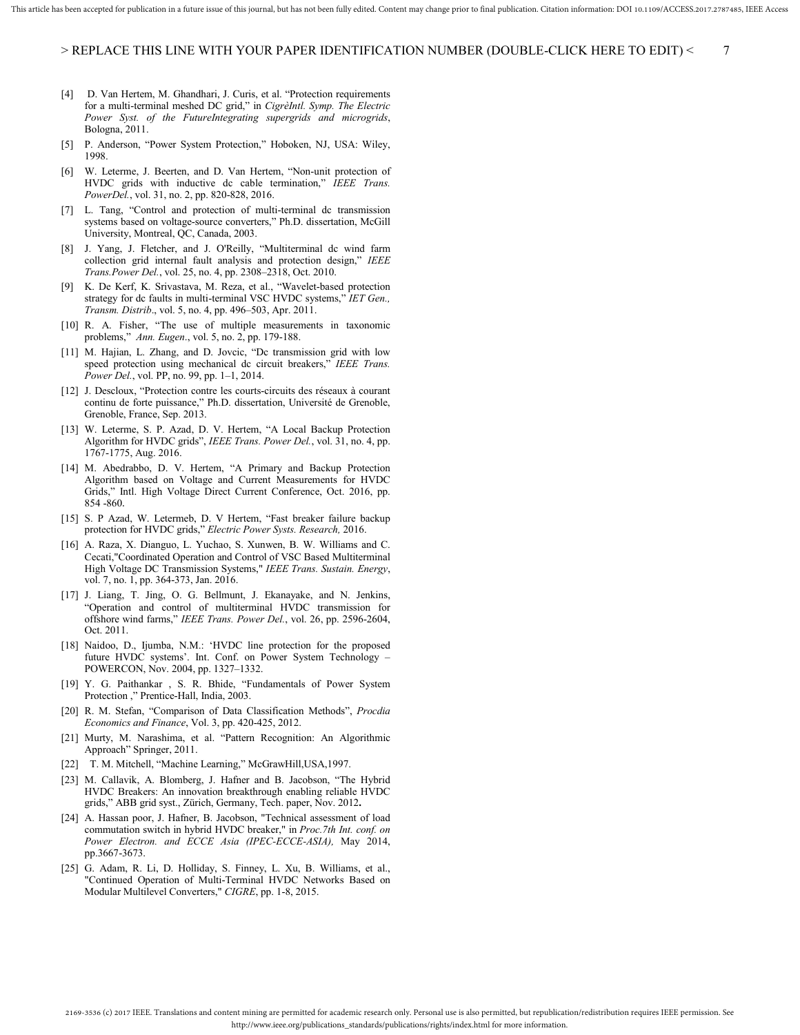[4] D. Van Hertem, M. Ghandhari, J. Curis, et al. "Protection requirements for a multi-terminal meshed DC grid," in *CigrèIntl. Symp. The Electric Power Syst. of the FutureIntegrating supergrids and microgrids*, Bologna, 2011.

[5] P. Anderson, "Power System Protection," Hoboken, NJ, USA: Wiley, 1998.

[6] W. Leterme, J. Beerten, and D. Van Hertem, "Non-unit protection of HVDC grids with inductive dc cable termination," *IEEE Trans. PowerDel.*, vol. 31, no. 2, pp. 820-828, 2016.

[7] L. Tang, "Control and protection of multi-terminal dc transmission systems based on voltage-source converters," Ph.D. dissertation, McGill University, Montreal, QC, Canada, 2003.

[8] J. Yang, J. Fletcher, and J. O'Reilly, "Multiterminal dc wind farm collection grid internal fault analysis and protection design," *IEEE Trans.Power Del.*, vol. 25, no. 4, pp. 2308–2318, Oct. 2010.

[9] K. De Kerf, K. Srivastava, M. Reza, et al., "Wavelet-based protection strategy for dc faults in multi-terminal VSC HVDC systems," *IET Gen., Transm. Distrib*., vol. 5, no. 4, pp. 496–503, Apr. 2011.

[10] R. A. Fisher, "The use of multiple measurements in taxonomic problems," *Ann. Eugen*., vol. 5, no. 2, pp. 179-188.

[11] M. Hajian, L. Zhang, and D. Jovcic, "Dc transmission grid with low speed protection using mechanical dc circuit breakers," *IEEE Trans. Power Del.*, vol. PP, no. 99, pp. 1–1, 2014.

[12] J. Descloux, "Protection contre les courts-circuits des réseaux à courant continu de forte puissance," Ph.D. dissertation, Université de Grenoble, Grenoble, France, Sep. 2013.

[13] W. Leterme, S. P. Azad, D. V. Hertem, "A Local Backup Protection Algorithm for HVDC grids", *IEEE Trans. Power Del.*, vol. 31, no. 4, pp. 1767-1775, Aug. 2016.

[14] M. Abedrabbo, D. V. Hertem, "A Primary and Backup Protection Algorithm based on Voltage and Current Measurements for HVDC Grids," Intl. High Voltage Direct Current Conference, Oct. 2016, pp. 854 -860.

[15] S. P Azad, W. Letermeb, D. V Hertem, "Fast breaker failure backup protection for HVDC grids," *Electric Power Systs. Research,* 2016.

[16] A. Raza, X. Dianguo, L. Yuchao, S. Xunwen, B. W. Williams and C. Cecati,"Coordinated Operation and Control of VSC Based Multiterminal High Voltage DC Transmission Systems," *IEEE Trans. Sustain. Energy*, vol. 7, no. 1, pp. 364-373, Jan. 2016.

[17] J. Liang, T. Jing, O. G. Bellmunt, J. Ekanayake, and N. Jenkins, "Operation and control of multiterminal HVDC transmission for offshore wind farms," *IEEE Trans. Power Del.*, vol. 26, pp. 2596-2604, Oct. 2011.

[18] Naidoo, D., Ijumba, N.M.: 'HVDC line protection for the proposed future HVDC systems'. Int. Conf. on Power System Technology – POWERCON, Nov. 2004, pp. 1327–1332.

[19] Y. G. Paithankar , S. R. Bhide, "Fundamentals of Power System Protection ," Prentice-Hall, India, 2003.

[20] R. M. Stefan, "Comparison of Data Classification Methods", *Procdia Economics and Finance*, Vol. 3, pp. 420-425, 2012.

[21] Murty, M. Narashima, et al. "Pattern Recognition: An Algorithmic Approach" Springer, 2011.

[22] T. M. Mitchell, "Machine Learning," McGrawHill,USA,1997.

[23] M. Callavik, A. Blomberg, J. Hafner and B. Jacobson, "The Hybrid HVDC Breakers: An innovation breakthrough enabling reliable HVDC grids," ABB grid syst., Zürich, Germany, Tech. paper, Nov. 2012**.**

[24] A. Hassan poor, J. Hafner, B. Jacobson, "Technical assessment of load commutation switch in hybrid HVDC breaker," in *Proc.7th Int. conf. on Power Electron. and ECCE Asia (IPEC-ECCE-ASIA),* May 2014, pp.3667-3673.

[25] G. Adam, R. Li, D. Holliday, S. Finney, L. Xu, B. Williams, et al., "Continued Operation of Multi-Terminal HVDC Networks Based on Modular Multilevel Converters," *CIGRE*, pp. 1-8, 2015.